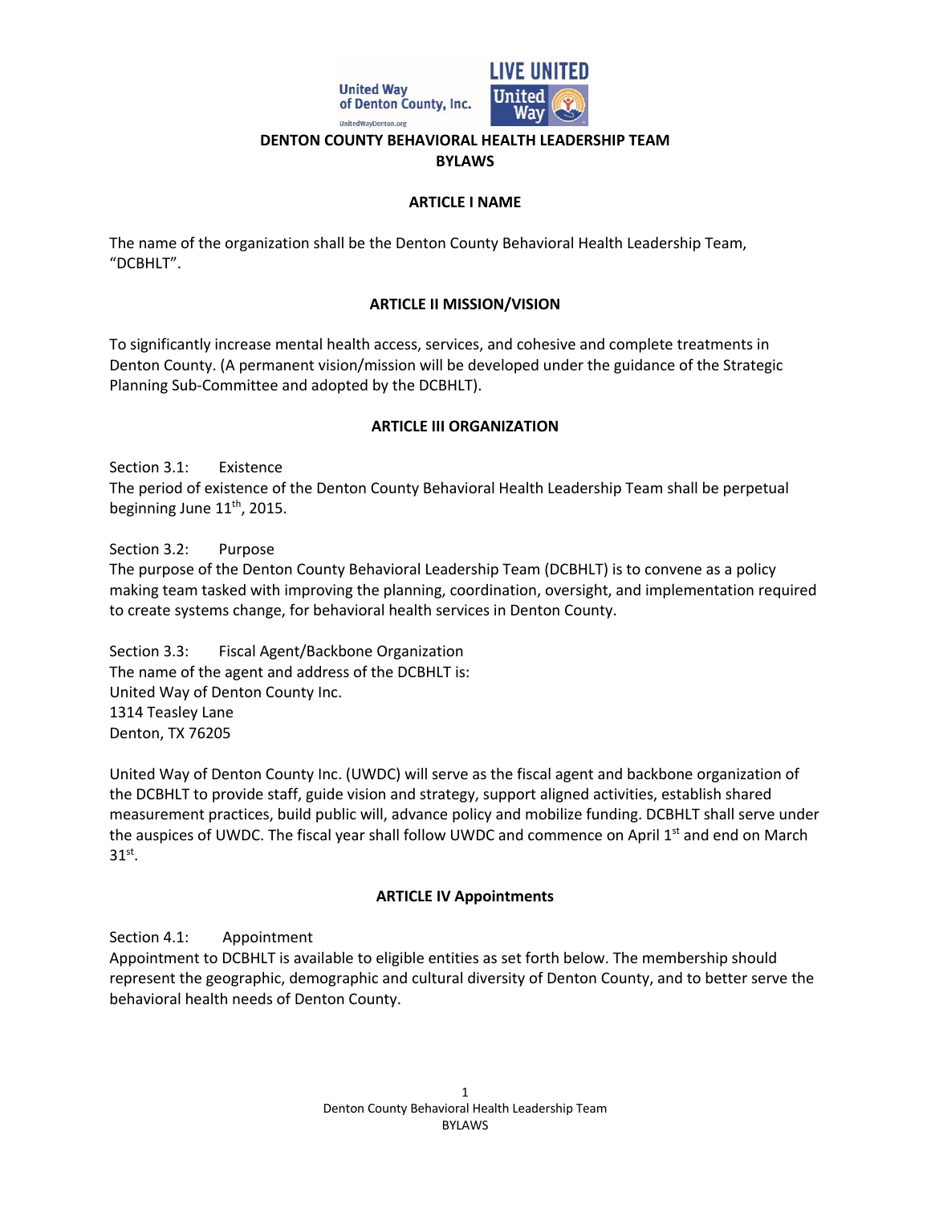# DENTON COUNTY BEHAVIORAL HEALTH LEADERSHIP TEAM
# BYLAWS

## ARTICLE I NAME

The name of the organization shall be the Denton County Behavioral Health Leadership Team, "DCBHLT".

## ARTICLE II MISSION/VISION

To significantly increase mental health access, services, and cohesive and complete treatments in Denton County. (A permanent vision/mission will be developed under the guidance of the Strategic Planning Sub-Committee and adopted by the DCBHLT).

## ARTICLE III ORGANIZATION

Section 3.1: Existence
The period of existence of the Denton County Behavioral Health Leadership Team shall be perpetual beginning June 11th, 2015.

Section 3.2: Purpose
The purpose of the Denton County Behavioral Leadership Team (DCBHLT) is to convene as a policy making team tasked with improving the planning, coordination, oversight, and implementation required to create systems change, for behavioral health services in Denton County.

Section 3.3: Fiscal Agent/Backbone Organization
The name of the agent and address of the DCBHLT is:
United Way of Denton County Inc.
1314 Teasley Lane
Denton, TX 76205

United Way of Denton County Inc. (UWDC) will serve as the fiscal agent and backbone organization of the DCBHLT to provide staff, guide vision and strategy, support aligned activities, establish shared measurement practices, build public will, advance policy and mobilize funding. DCBHLT shall serve under the auspices of UWDC. The fiscal year shall follow UWDC and commence on April 1st and end on March 31st.

## ARTICLE IV Appointments

Section 4.1: Appointment
Appointment to DCBHLT is available to eligible entities as set forth below. The membership should represent the geographic, demographic and cultural diversity of Denton County, and to better serve the behavioral health needs of Denton County.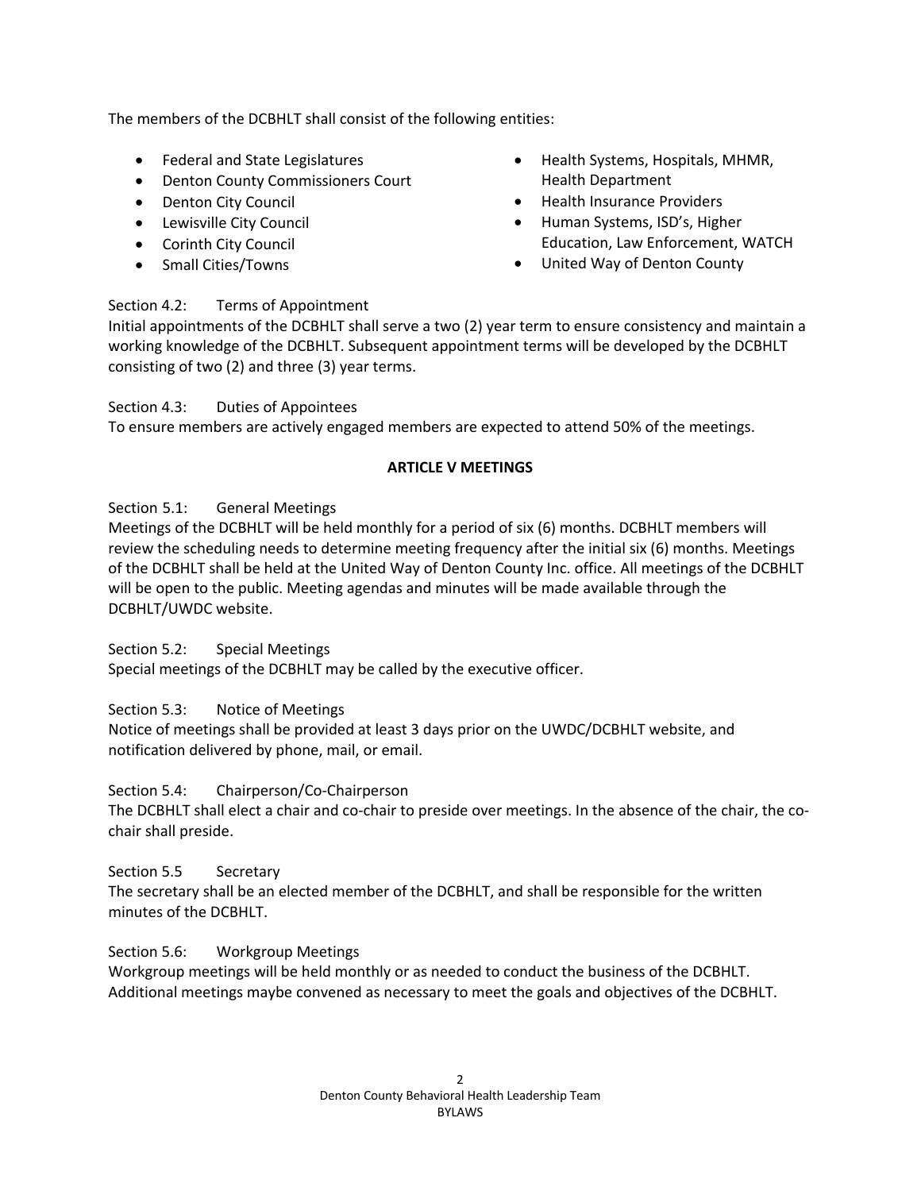The members of the DCBHLT shall consist of the following entities:

- Federal and State Legislatures
- Denton County Commissioners Court
- Denton City Council
- Lewisville City Council
- Corinth City Council
- Small Cities/Towns
- Health Systems, Hospitals, MHMR, Health Department
- Health Insurance Providers
- Human Systems, ISD's, Higher Education, Law Enforcement, WATCH
- United Way of Denton County

Section 4.2: Terms of Appointment

Initial appointments of the DCBHLT shall serve a two (2) year term to ensure consistency and maintain a working knowledge of the DCBHLT. Subsequent appointment terms will be developed by the DCBHLT consisting of two (2) and three (3) year terms.

Section 4.3: Duties of Appointees

To ensure members are actively engaged members are expected to attend 50% of the meetings.

## ARTICLE V MEETINGS

Section 5.1: General Meetings

Meetings of the DCBHLT will be held monthly for a period of six (6) months. DCBHLT members will review the scheduling needs to determine meeting frequency after the initial six (6) months. Meetings of the DCBHLT shall be held at the United Way of Denton County Inc. office. All meetings of the DCBHLT will be open to the public. Meeting agendas and minutes will be made available through the DCBHLT/UWDC website.

Section 5.2: Special Meetings

Special meetings of the DCBHLT may be called by the executive officer.

Section 5.3: Notice of Meetings

Notice of meetings shall be provided at least 3 days prior on the UWDC/DCBHLT website, and notification delivered by phone, mail, or email.

Section 5.4: Chairperson/Co-Chairperson

The DCBHLT shall elect a chair and co-chair to preside over meetings. In the absence of the chair, the co-chair shall preside.

Section 5.5 Secretary

The secretary shall be an elected member of the DCBHLT, and shall be responsible for the written minutes of the DCBHLT.

Section 5.6: Workgroup Meetings

Workgroup meetings will be held monthly or as needed to conduct the business of the DCBHLT. Additional meetings maybe convened as necessary to meet the goals and objectives of the DCBHLT.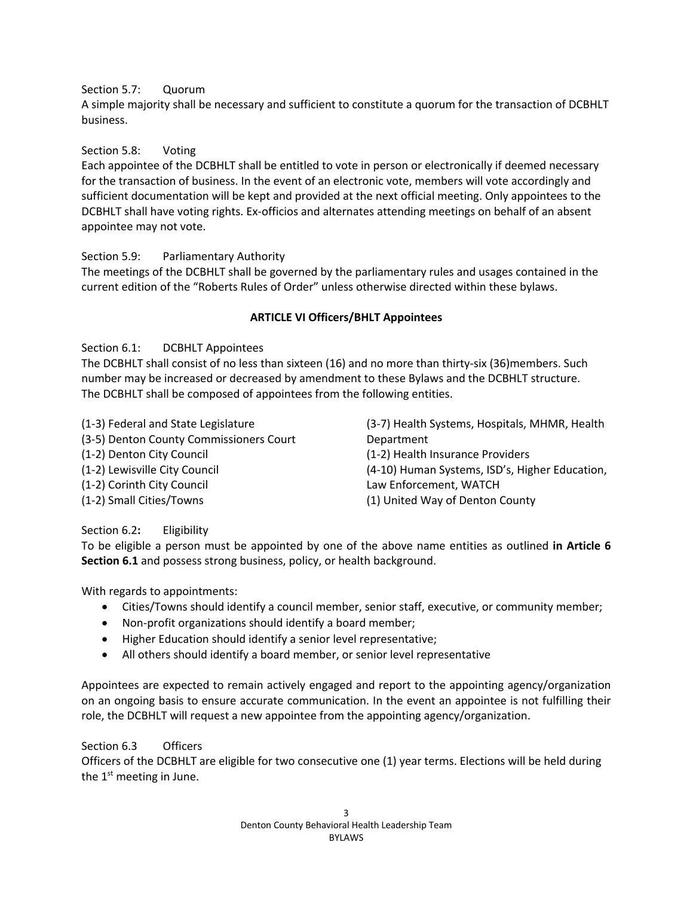Section 5.7: Quorum

A simple majority shall be necessary and sufficient to constitute a quorum for the transaction of DCBHLT business.

Section 5.8: Voting

Each appointee of the DCBHLT shall be entitled to vote in person or electronically if deemed necessary for the transaction of business. In the event of an electronic vote, members will vote accordingly and sufficient documentation will be kept and provided at the next official meeting. Only appointees to the DCBHLT shall have voting rights. Ex-officios and alternates attending meetings on behalf of an absent appointee may not vote.

Section 5.9: Parliamentary Authority

The meetings of the DCBHLT shall be governed by the parliamentary rules and usages contained in the current edition of the "Roberts Rules of Order" unless otherwise directed within these bylaws.

## ARTICLE VI Officers/BHLT Appointees

Section 6.1: DCBHLT Appointees

The DCBHLT shall consist of no less than sixteen (16) and no more than thirty-six (36)members. Such number may be increased or decreased by amendment to these Bylaws and the DCBHLT structure. The DCBHLT shall be composed of appointees from the following entities.

(1-3) Federal and State Legislature
(3-5) Denton County Commissioners Court
(1-2) Denton City Council
(1-2) Lewisville City Council
(1-2) Corinth City Council
(1-2) Small Cities/Towns
(3-7) Health Systems, Hospitals, MHMR, Health Department
(1-2) Health Insurance Providers
(4-10) Human Systems, ISD's, Higher Education, Law Enforcement, WATCH
(1) United Way of Denton County

Section 6.2**:** Eligibility

To be eligible a person must be appointed by one of the above name entities as outlined **in Article 6 Section 6.1** and possess strong business, policy, or health background.

With regards to appointments:

- Cities/Towns should identify a council member, senior staff, executive, or community member;
- Non-profit organizations should identify a board member;
- Higher Education should identify a senior level representative;
- All others should identify a board member, or senior level representative

Appointees are expected to remain actively engaged and report to the appointing agency/organization on an ongoing basis to ensure accurate communication. In the event an appointee is not fulfilling their role, the DCBHLT will request a new appointee from the appointing agency/organization.

Section 6.3 Officers

Officers of the DCBHLT are eligible for two consecutive one (1) year terms. Elections will be held during the 1st meeting in June.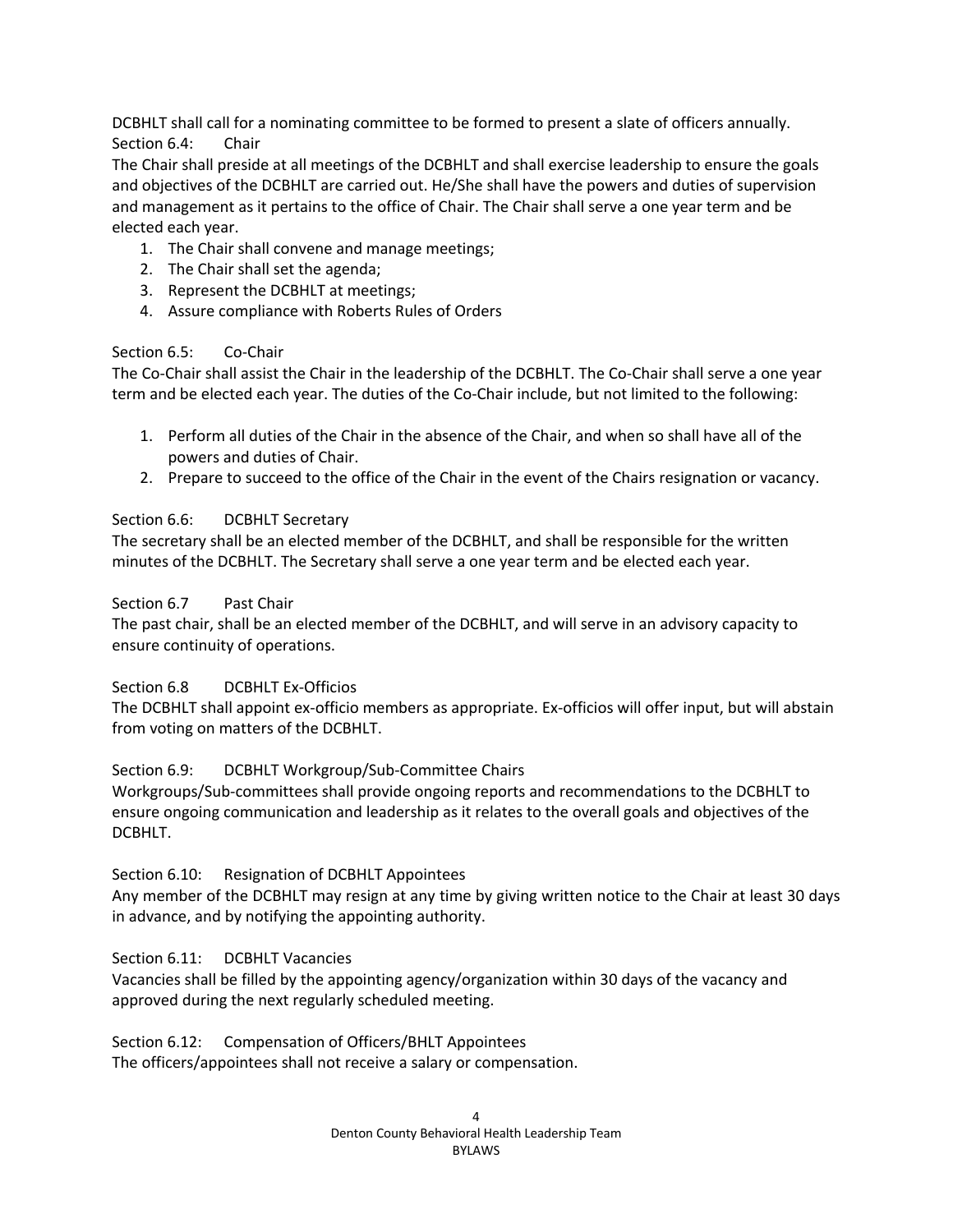DCBHLT shall call for a nominating committee to be formed to present a slate of officers annually.

### Section 6.4: Chair

The Chair shall preside at all meetings of the DCBHLT and shall exercise leadership to ensure the goals and objectives of the DCBHLT are carried out. He/She shall have the powers and duties of supervision and management as it pertains to the office of Chair. The Chair shall serve a one year term and be elected each year.

1. The Chair shall convene and manage meetings;
2. The Chair shall set the agenda;
3. Represent the DCBHLT at meetings;
4. Assure compliance with Roberts Rules of Orders

### Section 6.5: Co-Chair

The Co-Chair shall assist the Chair in the leadership of the DCBHLT. The Co-Chair shall serve a one year term and be elected each year. The duties of the Co-Chair include, but not limited to the following:

1. Perform all duties of the Chair in the absence of the Chair, and when so shall have all of the powers and duties of Chair.
2. Prepare to succeed to the office of the Chair in the event of the Chairs resignation or vacancy.

### Section 6.6: DCBHLT Secretary

The secretary shall be an elected member of the DCBHLT, and shall be responsible for the written minutes of the DCBHLT. The Secretary shall serve a one year term and be elected each year.

### Section 6.7 Past Chair

The past chair, shall be an elected member of the DCBHLT, and will serve in an advisory capacity to ensure continuity of operations.

### Section 6.8 DCBHLT Ex-Officios

The DCBHLT shall appoint ex-officio members as appropriate. Ex-officios will offer input, but will abstain from voting on matters of the DCBHLT.

### Section 6.9: DCBHLT Workgroup/Sub-Committee Chairs

Workgroups/Sub-committees shall provide ongoing reports and recommendations to the DCBHLT to ensure ongoing communication and leadership as it relates to the overall goals and objectives of the DCBHLT.

### Section 6.10: Resignation of DCBHLT Appointees

Any member of the DCBHLT may resign at any time by giving written notice to the Chair at least 30 days in advance, and by notifying the appointing authority.

### Section 6.11: DCBHLT Vacancies

Vacancies shall be filled by the appointing agency/organization within 30 days of the vacancy and approved during the next regularly scheduled meeting.

### Section 6.12: Compensation of Officers/BHLT Appointees

The officers/appointees shall not receive a salary or compensation.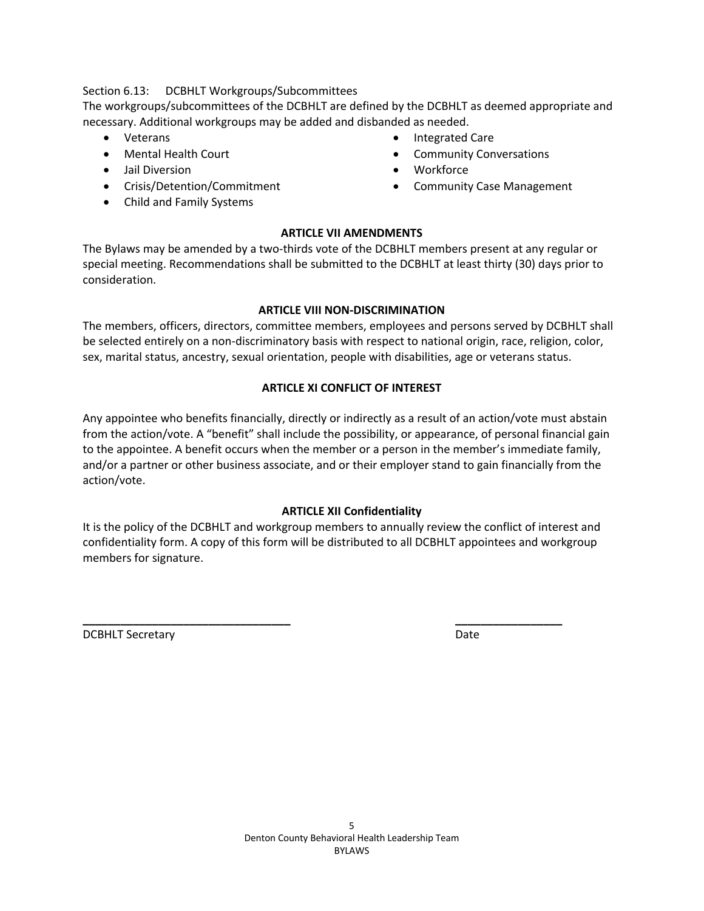Section 6.13: DCBHLT Workgroups/Subcommittees

The workgroups/subcommittees of the DCBHLT are defined by the DCBHLT as deemed appropriate and necessary. Additional workgroups may be added and disbanded as needed.

- Veterans
- Mental Health Court
- Jail Diversion
- Crisis/Detention/Commitment
- Child and Family Systems
- Integrated Care
- Community Conversations
- Workforce
- Community Case Management

## ARTICLE VII AMENDMENTS

The Bylaws may be amended by a two-thirds vote of the DCBHLT members present at any regular or special meeting. Recommendations shall be submitted to the DCBHLT at least thirty (30) days prior to consideration.

## ARTICLE VIII NON-DISCRIMINATION

The members, officers, directors, committee members, employees and persons served by DCBHLT shall be selected entirely on a non-discriminatory basis with respect to national origin, race, religion, color, sex, marital status, ancestry, sexual orientation, people with disabilities, age or veterans status.

## ARTICLE XI CONFLICT OF INTEREST

Any appointee who benefits financially, directly or indirectly as a result of an action/vote must abstain from the action/vote. A "benefit" shall include the possibility, or appearance, of personal financial gain to the appointee. A benefit occurs when the member or a person in the member's immediate family, and/or a partner or other business associate, and or their employer stand to gain financially from the action/vote.

## ARTICLE XII Confidentiality

It is the policy of the DCBHLT and workgroup members to annually review the conflict of interest and confidentiality form. A copy of this form will be distributed to all DCBHLT appointees and workgroup members for signature.

\_\_\_\_\_\_\_\_\_\_\_\_\_\_\_\_\_\_\_\_\_\_\_\_\_\_\_\_\_\_\_\_\_ \_\_\_\_\_\_\_\_\_\_\_\_\_\_\_\_\_

DCBHLT Secretary Date